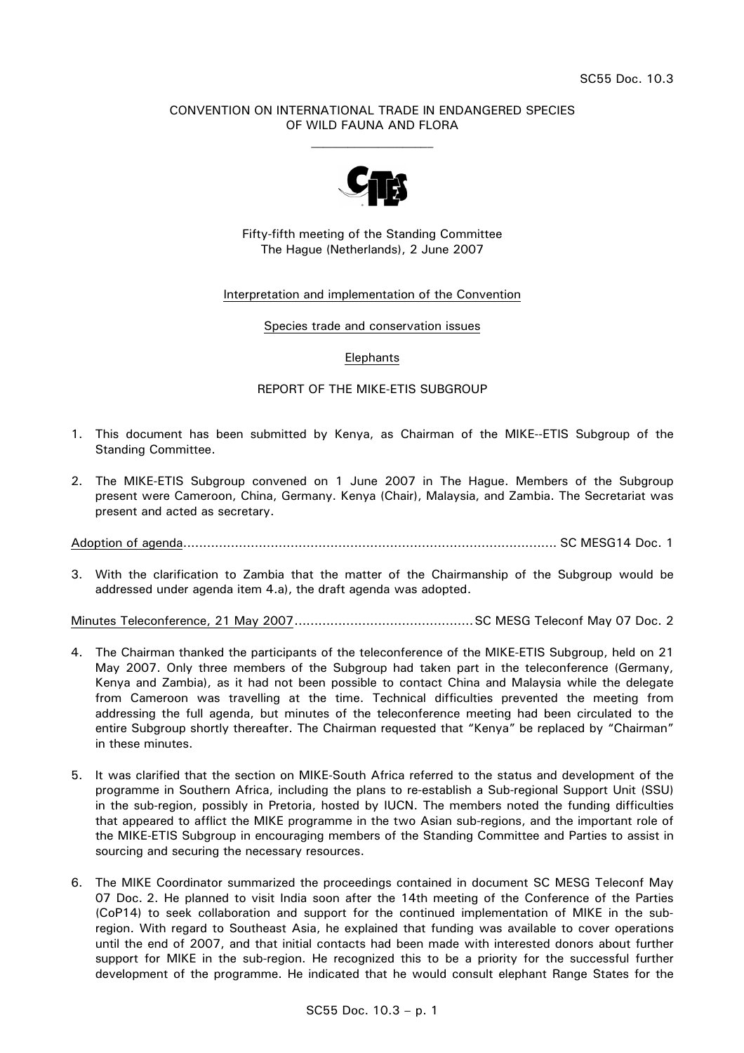SC55 Doc. 10.3

CONVENTION ON INTERNATIONAL TRADE IN ENDANGERED SPECIES OF WILD FAUNA AND FLORA

Fifty-fifth meeting of the Standing Committee
The Hague (Netherlands), 2 June 2007

Interpretation and implementation of the Convention

Species trade and conservation issues

Elephants

REPORT OF THE MIKE-ETIS SUBGROUP

1. This document has been submitted by Kenya, as Chairman of the MIKE--ETIS Subgroup of the Standing Committee.

2. The MIKE-ETIS Subgroup convened on 1 June 2007 in The Hague. Members of the Subgroup present were Cameroon, China, Germany. Kenya (Chair), Malaysia, and Zambia. The Secretariat was present and acted as secretary.

Adoption of agenda............................................................................................ SC MESG14 Doc. 1

3. With the clarification to Zambia that the matter of the Chairmanship of the Subgroup would be addressed under agenda item 4.a), the draft agenda was adopted.

Minutes Teleconference, 21 May 2007............................................SC MESG Teleconf May 07 Doc. 2

4. The Chairman thanked the participants of the teleconference of the MIKE-ETIS Subgroup, held on 21 May 2007. Only three members of the Subgroup had taken part in the teleconference (Germany, Kenya and Zambia), as it had not been possible to contact China and Malaysia while the delegate from Cameroon was travelling at the time. Technical difficulties prevented the meeting from addressing the full agenda, but minutes of the teleconference meeting had been circulated to the entire Subgroup shortly thereafter. The Chairman requested that "Kenya" be replaced by "Chairman" in these minutes.

5. It was clarified that the section on MIKE-South Africa referred to the status and development of the programme in Southern Africa, including the plans to re-establish a Sub-regional Support Unit (SSU) in the sub-region, possibly in Pretoria, hosted by IUCN. The members noted the funding difficulties that appeared to afflict the MIKE programme in the two Asian sub-regions, and the important role of the MIKE-ETIS Subgroup in encouraging members of the Standing Committee and Parties to assist in sourcing and securing the necessary resources.

6. The MIKE Coordinator summarized the proceedings contained in document SC MESG Teleconf May 07 Doc. 2. He planned to visit India soon after the 14th meeting of the Conference of the Parties (CoP14) to seek collaboration and support for the continued implementation of MIKE in the sub-region. With regard to Southeast Asia, he explained that funding was available to cover operations until the end of 2007, and that initial contacts had been made with interested donors about further support for MIKE in the sub-region. He recognized this to be a priority for the successful further development of the programme. He indicated that he would consult elephant Range States for the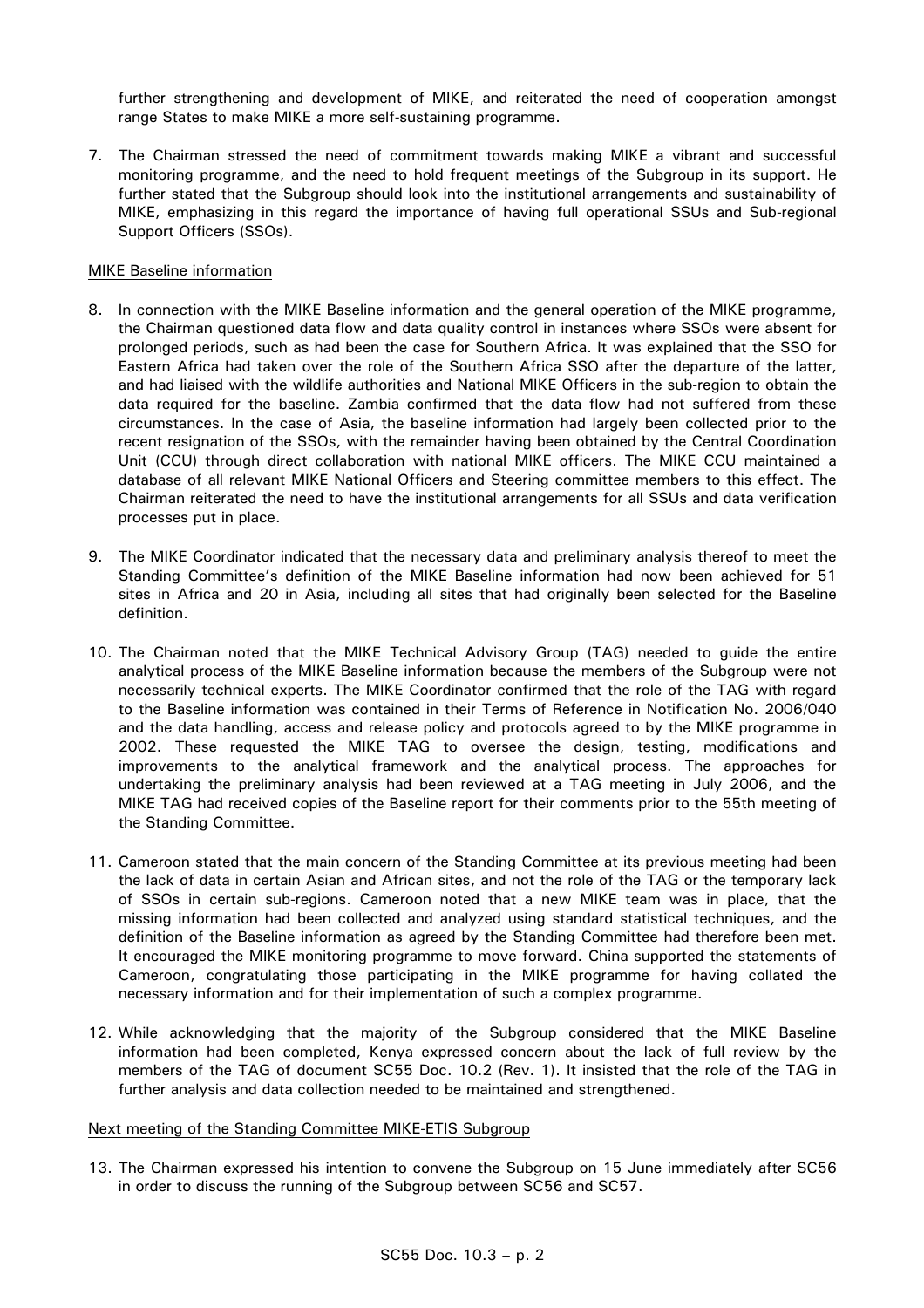further strengthening and development of MIKE, and reiterated the need of cooperation amongst range States to make MIKE a more self-sustaining programme.

7. The Chairman stressed the need of commitment towards making MIKE a vibrant and successful monitoring programme, and the need to hold frequent meetings of the Subgroup in its support. He further stated that the Subgroup should look into the institutional arrangements and sustainability of MIKE, emphasizing in this regard the importance of having full operational SSUs and Sub-regional Support Officers (SSOs).

MIKE Baseline information

8. In connection with the MIKE Baseline information and the general operation of the MIKE programme, the Chairman questioned data flow and data quality control in instances where SSOs were absent for prolonged periods, such as had been the case for Southern Africa. It was explained that the SSO for Eastern Africa had taken over the role of the Southern Africa SSO after the departure of the latter, and had liaised with the wildlife authorities and National MIKE Officers in the sub-region to obtain the data required for the baseline. Zambia confirmed that the data flow had not suffered from these circumstances. In the case of Asia, the baseline information had largely been collected prior to the recent resignation of the SSOs, with the remainder having been obtained by the Central Coordination Unit (CCU) through direct collaboration with national MIKE officers. The MIKE CCU maintained a database of all relevant MIKE National Officers and Steering committee members to this effect. The Chairman reiterated the need to have the institutional arrangements for all SSUs and data verification processes put in place.

9. The MIKE Coordinator indicated that the necessary data and preliminary analysis thereof to meet the Standing Committee's definition of the MIKE Baseline information had now been achieved for 51 sites in Africa and 20 in Asia, including all sites that had originally been selected for the Baseline definition.

10. The Chairman noted that the MIKE Technical Advisory Group (TAG) needed to guide the entire analytical process of the MIKE Baseline information because the members of the Subgroup were not necessarily technical experts. The MIKE Coordinator confirmed that the role of the TAG with regard to the Baseline information was contained in their Terms of Reference in Notification No. 2006/040 and the data handling, access and release policy and protocols agreed to by the MIKE programme in 2002. These requested the MIKE TAG to oversee the design, testing, modifications and improvements to the analytical framework and the analytical process. The approaches for undertaking the preliminary analysis had been reviewed at a TAG meeting in July 2006, and the MIKE TAG had received copies of the Baseline report for their comments prior to the 55th meeting of the Standing Committee.

11. Cameroon stated that the main concern of the Standing Committee at its previous meeting had been the lack of data in certain Asian and African sites, and not the role of the TAG or the temporary lack of SSOs in certain sub-regions. Cameroon noted that a new MIKE team was in place, that the missing information had been collected and analyzed using standard statistical techniques, and the definition of the Baseline information as agreed by the Standing Committee had therefore been met. It encouraged the MIKE monitoring programme to move forward. China supported the statements of Cameroon, congratulating those participating in the MIKE programme for having collated the necessary information and for their implementation of such a complex programme.

12. While acknowledging that the majority of the Subgroup considered that the MIKE Baseline information had been completed, Kenya expressed concern about the lack of full review by the members of the TAG of document SC55 Doc. 10.2 (Rev. 1). It insisted that the role of the TAG in further analysis and data collection needed to be maintained and strengthened.

Next meeting of the Standing Committee MIKE-ETIS Subgroup

13. The Chairman expressed his intention to convene the Subgroup on 15 June immediately after SC56 in order to discuss the running of the Subgroup between SC56 and SC57.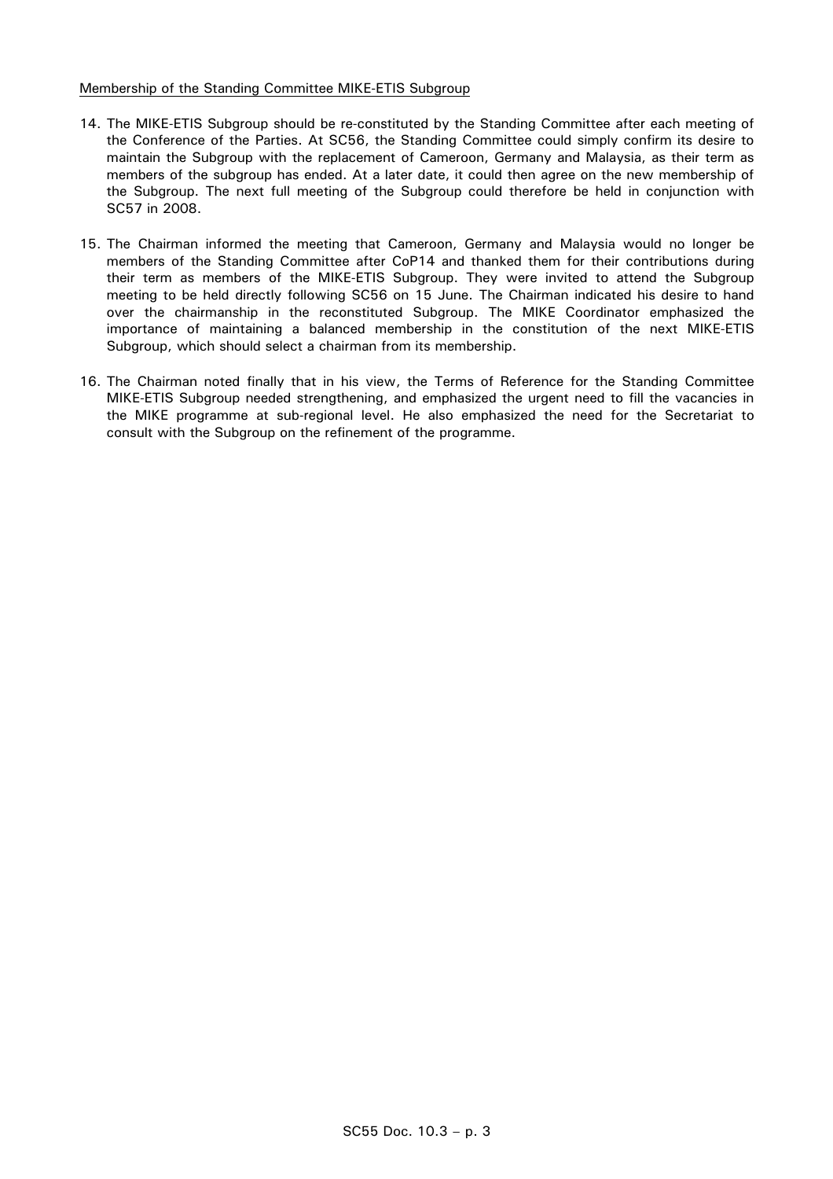Membership of the Standing Committee MIKE-ETIS Subgroup

14. The MIKE-ETIS Subgroup should be re-constituted by the Standing Committee after each meeting of the Conference of the Parties. At SC56, the Standing Committee could simply confirm its desire to maintain the Subgroup with the replacement of Cameroon, Germany and Malaysia, as their term as members of the subgroup has ended. At a later date, it could then agree on the new membership of the Subgroup. The next full meeting of the Subgroup could therefore be held in conjunction with SC57 in 2008.

15. The Chairman informed the meeting that Cameroon, Germany and Malaysia would no longer be members of the Standing Committee after CoP14 and thanked them for their contributions during their term as members of the MIKE-ETIS Subgroup. They were invited to attend the Subgroup meeting to be held directly following SC56 on 15 June. The Chairman indicated his desire to hand over the chairmanship in the reconstituted Subgroup. The MIKE Coordinator emphasized the importance of maintaining a balanced membership in the constitution of the next MIKE-ETIS Subgroup, which should select a chairman from its membership.

16. The Chairman noted finally that in his view, the Terms of Reference for the Standing Committee MIKE-ETIS Subgroup needed strengthening, and emphasized the urgent need to fill the vacancies in the MIKE programme at sub-regional level. He also emphasized the need for the Secretariat to consult with the Subgroup on the refinement of the programme.